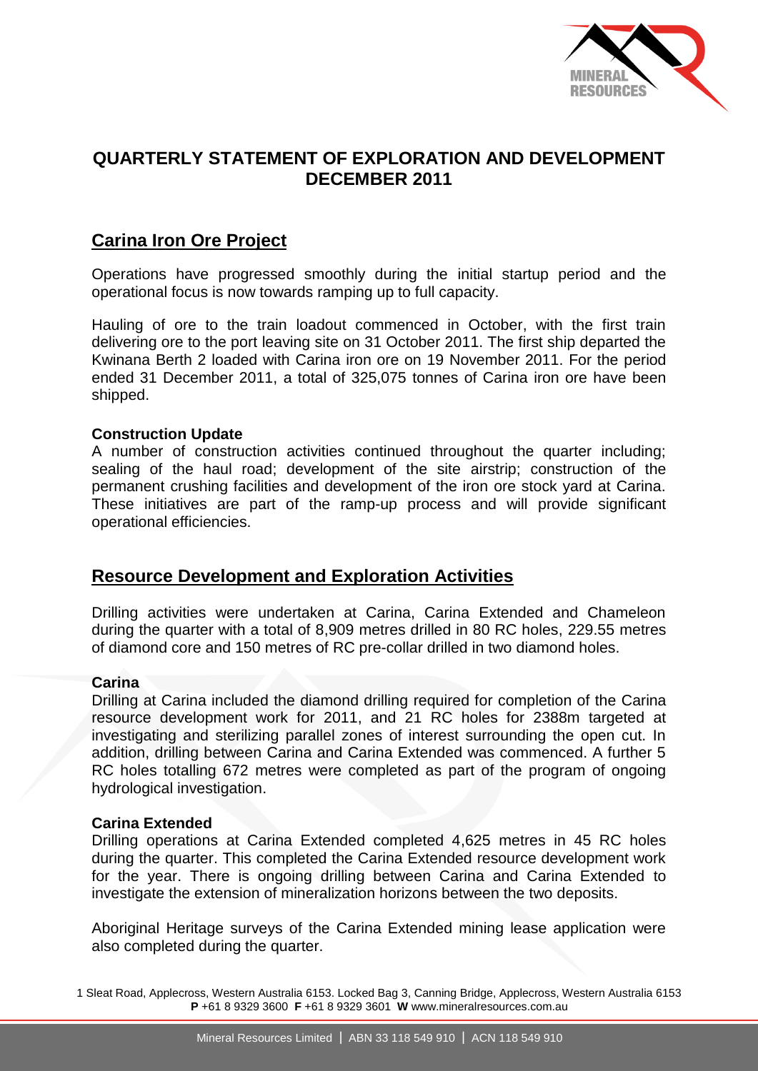# QUARTERLY STATEMENT OF EXPLORATION AND DEVELOPMENT DECEMBER 2011

## Carina Iron Ore Project

Operations have progressed smoothly during the initial startup period and the operational focus is now towards ramping up to full capacity.

Hauling of ore to the train loadout commenced in October, with the first train delivering ore to the port leaving site on 31 October 2011. The first ship departed the Kwinana Berth 2 loaded with Carina iron ore on 19 November 2011. For the period ended 31 December 2011, a total of 325,075 tonnes of Carina iron ore have been shipped.

**Construction Update**

A number of construction activities continued throughout the quarter including; sealing of the haul road; development of the site airstrip; construction of the permanent crushing facilities and development of the iron ore stock yard at Carina. These initiatives are part of the ramp-up process and will provide significant operational efficiencies.

## Resource Development and Exploration Activities

Drilling activities were undertaken at Carina, Carina Extended and Chameleon during the quarter with a total of 8,909 metres drilled in 80 RC holes, 229.55 metres of diamond core and 150 metres of RC pre-collar drilled in two diamond holes.

**Carina**

Drilling at Carina included the diamond drilling required for completion of the Carina resource development work for 2011, and 21 RC holes for 2388m targeted at investigating and sterilizing parallel zones of interest surrounding the open cut. In addition, drilling between Carina and Carina Extended was commenced. A further 5 RC holes totalling 672 metres were completed as part of the program of ongoing hydrological investigation.

**Carina Extended**

Drilling operations at Carina Extended completed 4,625 metres in 45 RC holes during the quarter. This completed the Carina Extended resource development work for the year. There is ongoing drilling between Carina and Carina Extended to investigate the extension of mineralization horizons between the two deposits.

Aboriginal Heritage surveys of the Carina Extended mining lease application were also completed during the quarter.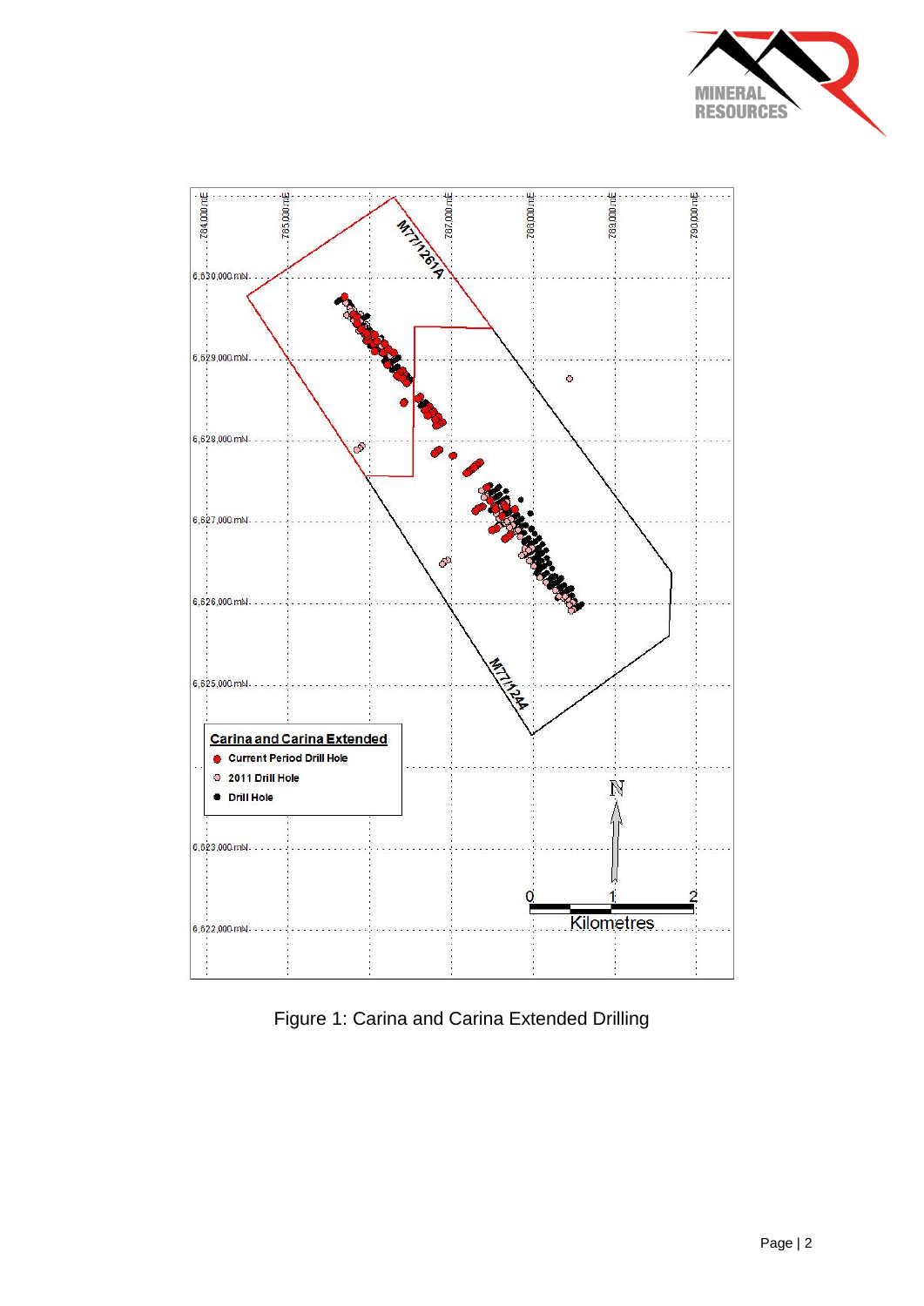Figure 1: Carina and Carina Extended Drilling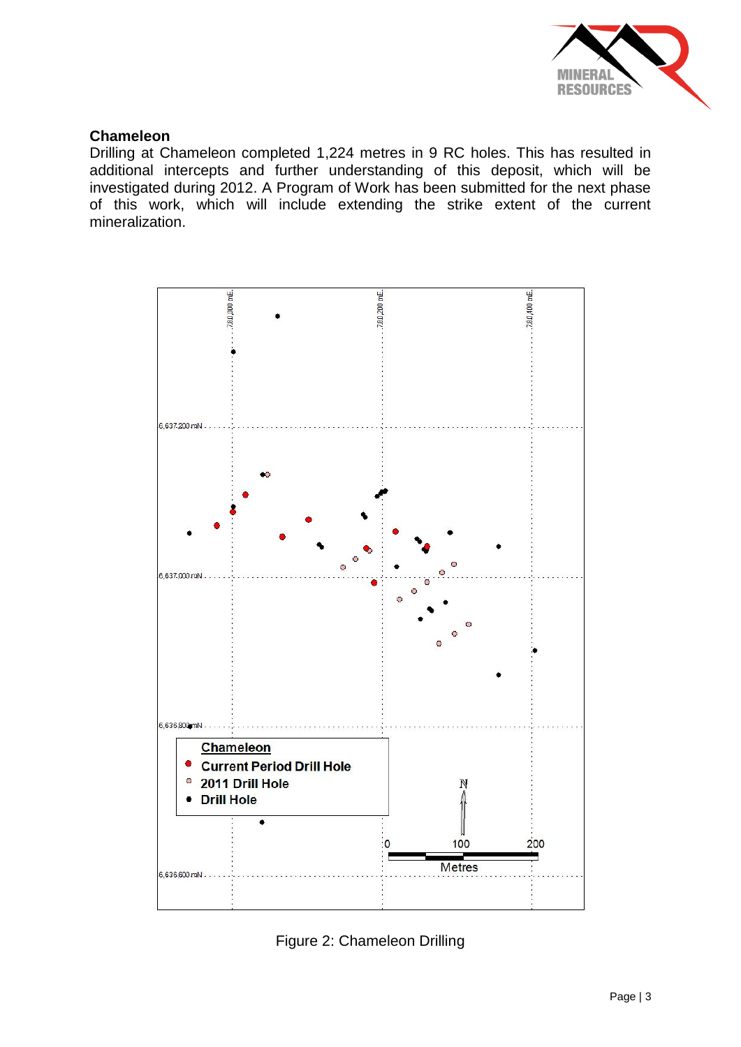## Chameleon

Drilling at Chameleon completed 1,224 metres in 9 RC holes. This has resulted in additional intercepts and further understanding of this deposit, which will be investigated during 2012. A Program of Work has been submitted for the next phase of this work, which will include extending the strike extent of the current mineralization.

Figure 2: Chameleon Drilling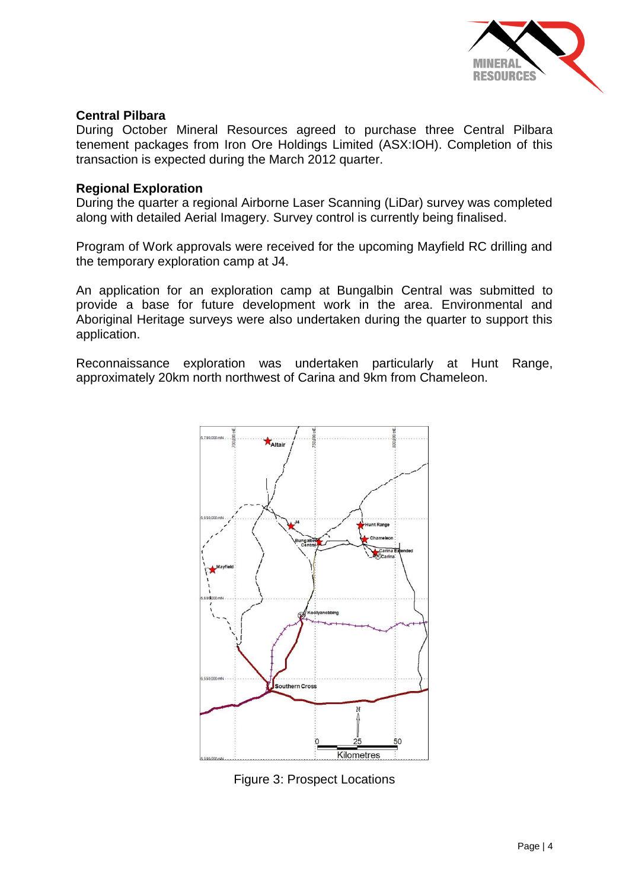## Central Pilbara

During October Mineral Resources agreed to purchase three Central Pilbara tenement packages from Iron Ore Holdings Limited (ASX:IOH). Completion of this transaction is expected during the March 2012 quarter.

## Regional Exploration

During the quarter a regional Airborne Laser Scanning (LiDar) survey was completed along with detailed Aerial Imagery. Survey control is currently being finalised.

Program of Work approvals were received for the upcoming Mayfield RC drilling and the temporary exploration camp at J4.

An application for an exploration camp at Bungalbin Central was submitted to provide a base for future development work in the area. Environmental and Aboriginal Heritage surveys were also undertaken during the quarter to support this application.

Reconnaissance exploration was undertaken particularly at Hunt Range, approximately 20km north northwest of Carina and 9km from Chameleon.

Figure 3: Prospect Locations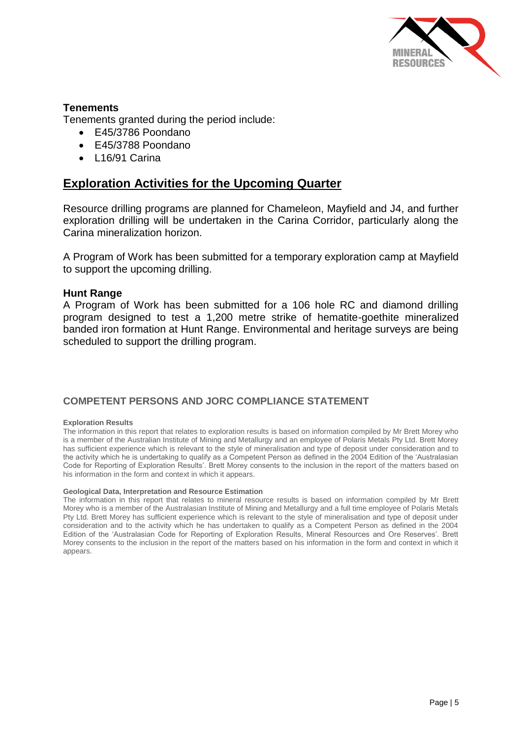### Tenements

Tenements granted during the period include:

- E45/3786 Poondano
- E45/3788 Poondano
- L16/91 Carina

## Exploration Activities for the Upcoming Quarter

Resource drilling programs are planned for Chameleon, Mayfield and J4, and further exploration drilling will be undertaken in the Carina Corridor, particularly along the Carina mineralization horizon.

A Program of Work has been submitted for a temporary exploration camp at Mayfield to support the upcoming drilling.

### Hunt Range

A Program of Work has been submitted for a 106 hole RC and diamond drilling program designed to test a 1,200 metre strike of hematite-goethite mineralized banded iron formation at Hunt Range. Environmental and heritage surveys are being scheduled to support the drilling program.

### COMPETENT PERSONS AND JORC COMPLIANCE STATEMENT

**Exploration Results**

The information in this report that relates to exploration results is based on information compiled by Mr Brett Morey who is a member of the Australian Institute of Mining and Metallurgy and an employee of Polaris Metals Pty Ltd. Brett Morey has sufficient experience which is relevant to the style of mineralisation and type of deposit under consideration and to the activity which he is undertaking to qualify as a Competent Person as defined in the 2004 Edition of the 'Australasian Code for Reporting of Exploration Results'. Brett Morey consents to the inclusion in the report of the matters based on his information in the form and context in which it appears.

**Geological Data, Interpretation and Resource Estimation**

The information in this report that relates to mineral resource results is based on information compiled by Mr Brett Morey who is a member of the Australasian Institute of Mining and Metallurgy and a full time employee of Polaris Metals Pty Ltd. Brett Morey has sufficient experience which is relevant to the style of mineralisation and type of deposit under consideration and to the activity which he has undertaken to qualify as a Competent Person as defined in the 2004 Edition of the 'Australasian Code for Reporting of Exploration Results, Mineral Resources and Ore Reserves'. Brett Morey consents to the inclusion in the report of the matters based on his information in the form and context in which it appears.